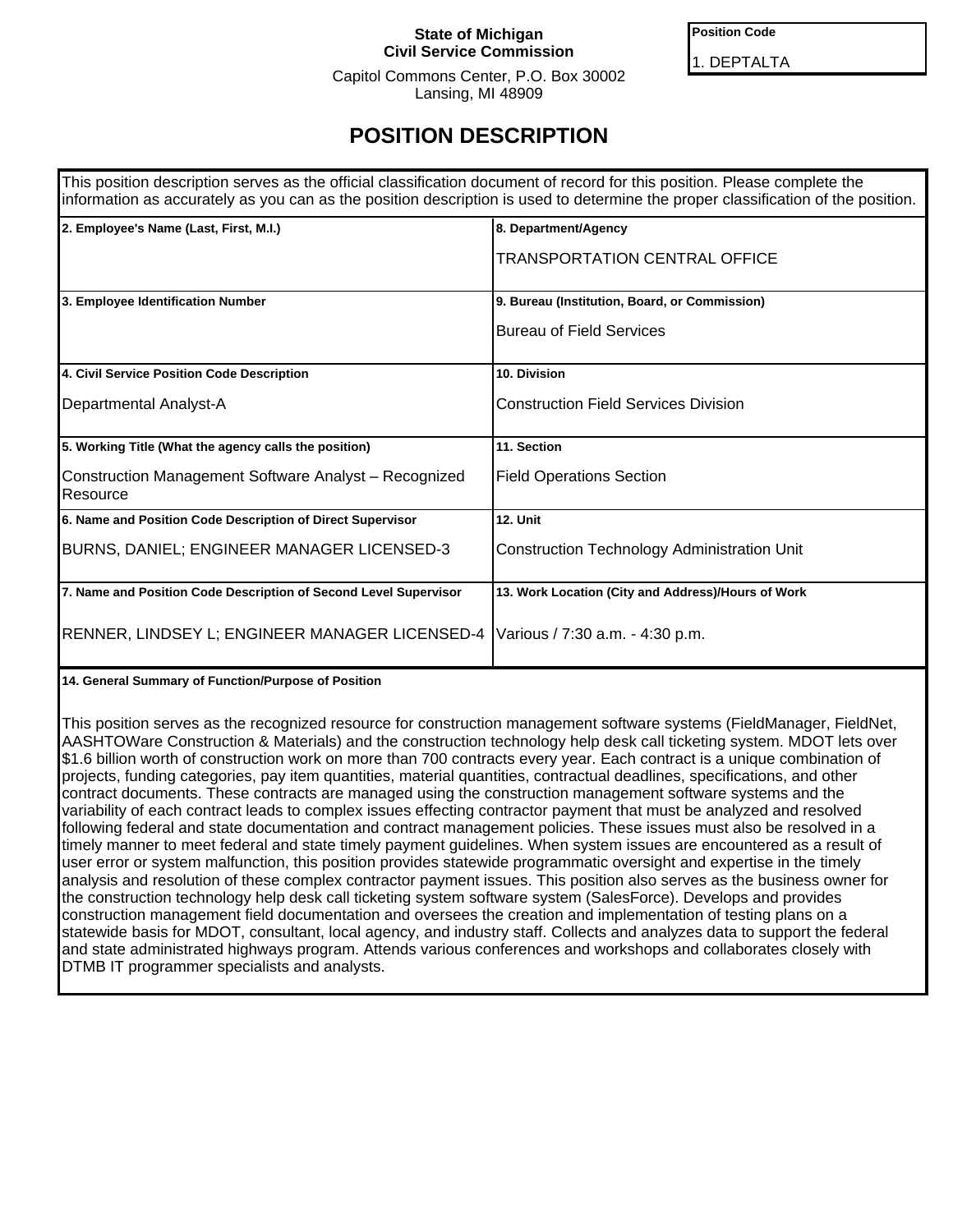**State of Michigan**
**Civil Service Commission**

Capitol Commons Center, P.O. Box 30002
Lansing, MI 48909

| Position Code |
| --- |
| 1. DEPTALTA |

# POSITION DESCRIPTION

This position description serves as the official classification document of record for this position. Please complete the information as accurately as you can as the position description is used to determine the proper classification of the position.

| **2. Employee's Name (Last, First, M.I.)** | **8. Department/Agency** |
| --- | --- |
| | TRANSPORTATION CENTRAL OFFICE |
| **3. Employee Identification Number** | **9. Bureau (Institution, Board, or Commission)** |
| | Bureau of Field Services |
| **4. Civil Service Position Code Description** | **10. Division** |
| Departmental Analyst-A | Construction Field Services Division |
| **5. Working Title (What the agency calls the position)** | **11. Section** |
| Construction Management Software Analyst – Recognized Resource | Field Operations Section |
| **6. Name and Position Code Description of Direct Supervisor** | **12. Unit** |
| BURNS, DANIEL; ENGINEER MANAGER LICENSED-3 | Construction Technology Administration Unit |
| **7. Name and Position Code Description of Second Level Supervisor** | **13. Work Location (City and Address)/Hours of Work** |
| RENNER, LINDSEY L; ENGINEER MANAGER LICENSED-4 | Various / 7:30 a.m. - 4:30 p.m. |

**14. General Summary of Function/Purpose of Position**

This position serves as the recognized resource for construction management software systems (FieldManager, FieldNet, AASHTOWare Construction & Materials) and the construction technology help desk call ticketing system. MDOT lets over $1.6 billion worth of construction work on more than 700 contracts every year. Each contract is a unique combination of projects, funding categories, pay item quantities, material quantities, contractual deadlines, specifications, and other contract documents. These contracts are managed using the construction management software systems and the variability of each contract leads to complex issues effecting contractor payment that must be analyzed and resolved following federal and state documentation and contract management policies. These issues must also be resolved in a timely manner to meet federal and state timely payment guidelines. When system issues are encountered as a result of user error or system malfunction, this position provides statewide programmatic oversight and expertise in the timely analysis and resolution of these complex contractor payment issues. This position also serves as the business owner for the construction technology help desk call ticketing system software system (SalesForce). Develops and provides construction management field documentation and oversees the creation and implementation of testing plans on a statewide basis for MDOT, consultant, local agency, and industry staff. Collects and analyzes data to support the federal and state administrated highways program. Attends various conferences and workshops and collaborates closely with DTMB IT programmer specialists and analysts.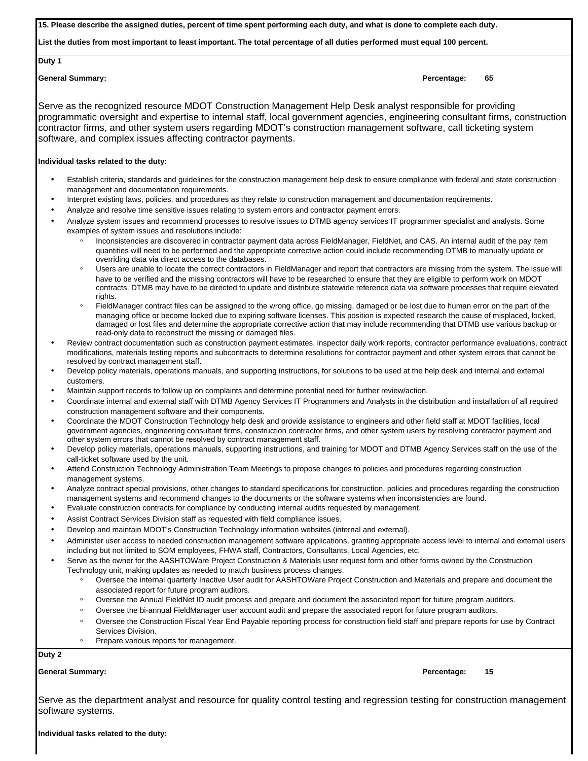**15. Please describe the assigned duties, percent of time spent performing each duty, and what is done to complete each duty.**

**List the duties from most important to least important. The total percentage of all duties performed must equal 100 percent.**

**Duty 1**

**General Summary:** **Percentage:** **65**

Serve as the recognized resource MDOT Construction Management Help Desk analyst responsible for providing programmatic oversight and expertise to internal staff, local government agencies, engineering consultant firms, construction contractor firms, and other system users regarding MDOT's construction management software, call ticketing system software, and complex issues affecting contractor payments.

**Individual tasks related to the duty:**

- Establish criteria, standards and guidelines for the construction management help desk to ensure compliance with federal and state construction management and documentation requirements.
- Interpret existing laws, policies, and procedures as they relate to construction management and documentation requirements.
- Analyze and resolve time sensitive issues relating to system errors and contractor payment errors.
- Analyze system issues and recommend processes to resolve issues to DTMB agency services IT programmer specialist and analysts. Some examples of system issues and resolutions include:
  - Inconsistencies are discovered in contractor payment data across FieldManager, FieldNet, and CAS. An internal audit of the pay item quantities will need to be performed and the appropriate corrective action could include recommending DTMB to manually update or overriding data via direct access to the databases.
  - Users are unable to locate the correct contractors in FieldManager and report that contractors are missing from the system. The issue will have to be verified and the missing contractors will have to be researched to ensure that they are eligible to perform work on MDOT contracts. DTMB may have to be directed to update and distribute statewide reference data via software processes that require elevated rights.
  - FieldManager contract files can be assigned to the wrong office, go missing, damaged or be lost due to human error on the part of the managing office or become locked due to expiring software licenses. This position is expected research the cause of misplaced, locked, damaged or lost files and determine the appropriate corrective action that may include recommending that DTMB use various backup or read-only data to reconstruct the missing or damaged files.
- Review contract documentation such as construction payment estimates, inspector daily work reports, contractor performance evaluations, contract modifications, materials testing reports and subcontracts to determine resolutions for contractor payment and other system errors that cannot be resolved by contract management staff.
- Develop policy materials, operations manuals, and supporting instructions, for solutions to be used at the help desk and internal and external customers.
- Maintain support records to follow up on complaints and determine potential need for further review/action.
- Coordinate internal and external staff with DTMB Agency Services IT Programmers and Analysts in the distribution and installation of all required construction management software and their components.
- Coordinate the MDOT Construction Technology help desk and provide assistance to engineers and other field staff at MDOT facilities, local government agencies, engineering consultant firms, construction contractor firms, and other system users by resolving contractor payment and other system errors that cannot be resolved by contract management staff.
- Develop policy materials, operations manuals, supporting instructions, and training for MDOT and DTMB Agency Services staff on the use of the call-ticket software used by the unit.
- Attend Construction Technology Administration Team Meetings to propose changes to policies and procedures regarding construction management systems.
- Analyze contract special provisions, other changes to standard specifications for construction, policies and procedures regarding the construction management systems and recommend changes to the documents or the software systems when inconsistencies are found.
- Evaluate construction contracts for compliance by conducting internal audits requested by management.
- Assist Contract Services Division staff as requested with field compliance issues.
- Develop and maintain MDOT's Construction Technology information websites (internal and external).
- Administer user access to needed construction management software applications, granting appropriate access level to internal and external users including but not limited to SOM employees, FHWA staff, Contractors, Consultants, Local Agencies, etc.
- Serve as the owner for the AASHTOWare Project Construction & Materials user request form and other forms owned by the Construction Technology unit, making updates as needed to match business process changes.
  - Oversee the internal quarterly Inactive User audit for AASHTOWare Project Construction and Materials and prepare and document the associated report for future program auditors.
  - Oversee the Annual FieldNet ID audit process and prepare and document the associated report for future program auditors.
  - Oversee the bi-annual FieldManager user account audit and prepare the associated report for future program auditors.
  - Oversee the Construction Fiscal Year End Payable reporting process for construction field staff and prepare reports for use by Contract Services Division.
  - Prepare various reports for management.

**Duty 2**

**General Summary:** **Percentage:** **15**

Serve as the department analyst and resource for quality control testing and regression testing for construction management software systems.

**Individual tasks related to the duty:**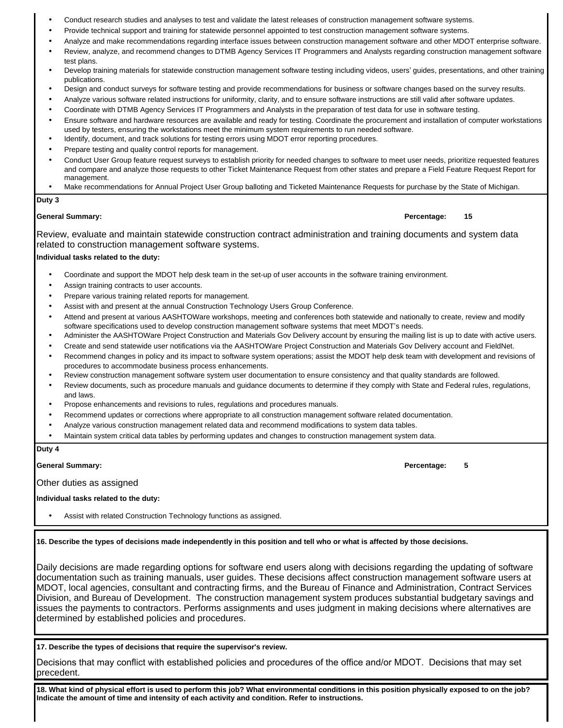- Conduct research studies and analyses to test and validate the latest releases of construction management software systems.
- Provide technical support and training for statewide personnel appointed to test construction management software systems.
- Analyze and make recommendations regarding interface issues between construction management software and other MDOT enterprise software.
- Review, analyze, and recommend changes to DTMB Agency Services IT Programmers and Analysts regarding construction management software test plans.
- Develop training materials for statewide construction management software testing including videos, users' guides, presentations, and other training publications.
- Design and conduct surveys for software testing and provide recommendations for business or software changes based on the survey results.
- Analyze various software related instructions for uniformity, clarity, and to ensure software instructions are still valid after software updates.
- Coordinate with DTMB Agency Services IT Programmers and Analysts in the preparation of test data for use in software testing.
- Ensure software and hardware resources are available and ready for testing. Coordinate the procurement and installation of computer workstations used by testers, ensuring the workstations meet the minimum system requirements to run needed software.
- Identify, document, and track solutions for testing errors using MDOT error reporting procedures.
- Prepare testing and quality control reports for management.
- Conduct User Group feature request surveys to establish priority for needed changes to software to meet user needs, prioritize requested features and compare and analyze those requests to other Ticket Maintenance Request from other states and prepare a Field Feature Request Report for management.
- Make recommendations for Annual Project User Group balloting and Ticketed Maintenance Requests for purchase by the State of Michigan.

**Duty 3**

**General Summary:** **Percentage: 15**

Review, evaluate and maintain statewide construction contract administration and training documents and system data related to construction management software systems.

**Individual tasks related to the duty:**

- Coordinate and support the MDOT help desk team in the set-up of user accounts in the software training environment.
- Assign training contracts to user accounts.
- Prepare various training related reports for management.
- Assist with and present at the annual Construction Technology Users Group Conference.
- Attend and present at various AASHTOWare workshops, meeting and conferences both statewide and nationally to create, review and modify software specifications used to develop construction management software systems that meet MDOT's needs.
- Administer the AASHTOWare Project Construction and Materials Gov Delivery account by ensuring the mailing list is up to date with active users.
- Create and send statewide user notifications via the AASHTOWare Project Construction and Materials Gov Delivery account and FieldNet.
- Recommend changes in policy and its impact to software system operations; assist the MDOT help desk team with development and revisions of procedures to accommodate business process enhancements.
- Review construction management software system user documentation to ensure consistency and that quality standards are followed.
- Review documents, such as procedure manuals and guidance documents to determine if they comply with State and Federal rules, regulations, and laws.
- Propose enhancements and revisions to rules, regulations and procedures manuals.
- Recommend updates or corrections where appropriate to all construction management software related documentation.
- Analyze various construction management related data and recommend modifications to system data tables.
- Maintain system critical data tables by performing updates and changes to construction management system data.

**Duty 4**

**General Summary:** **Percentage: 5**

Other duties as assigned

**Individual tasks related to the duty:**

- Assist with related Construction Technology functions as assigned.

**16. Describe the types of decisions made independently in this position and tell who or what is affected by those decisions.**

Daily decisions are made regarding options for software end users along with decisions regarding the updating of software documentation such as training manuals, user guides. These decisions affect construction management software users at MDOT, local agencies, consultant and contracting firms, and the Bureau of Finance and Administration, Contract Services Division, and Bureau of Development. The construction management system produces substantial budgetary savings and issues the payments to contractors. Performs assignments and uses judgment in making decisions where alternatives are determined by established policies and procedures.

**17. Describe the types of decisions that require the supervisor's review.**

Decisions that may conflict with established policies and procedures of the office and/or MDOT. Decisions that may set precedent.

**18. What kind of physical effort is used to perform this job? What environmental conditions in this position physically exposed to on the job? Indicate the amount of time and intensity of each activity and condition. Refer to instructions.**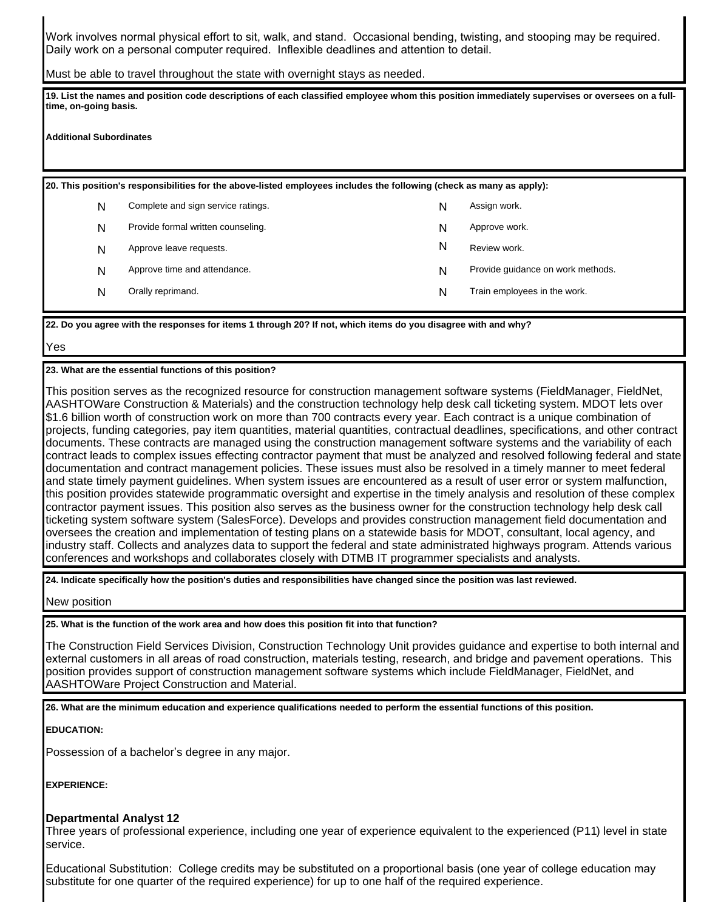Work involves normal physical effort to sit, walk, and stand. Occasional bending, twisting, and stooping may be required. Daily work on a personal computer required. Inflexible deadlines and attention to detail.

Must be able to travel throughout the state with overnight stays as needed.

**19. List the names and position code descriptions of each classified employee whom this position immediately supervises or oversees on a full-time, on-going basis.**

**Additional Subordinates**

**20. This position's responsibilities for the above-listed employees includes the following (check as many as apply):**

| | | | |
|---|---|---|---|
| N | Complete and sign service ratings. | N | Assign work. |
| N | Provide formal written counseling. | N | Approve work. |
| N | Approve leave requests. | N | Review work. |
| N | Approve time and attendance. | N | Provide guidance on work methods. |
| N | Orally reprimand. | N | Train employees in the work. |

**22. Do you agree with the responses for items 1 through 20? If not, which items do you disagree with and why?**

Yes

**23. What are the essential functions of this position?**

This position serves as the recognized resource for construction management software systems (FieldManager, FieldNet, AASHTOWare Construction & Materials) and the construction technology help desk call ticketing system. MDOT lets over $1.6 billion worth of construction work on more than 700 contracts every year. Each contract is a unique combination of projects, funding categories, pay item quantities, material quantities, contractual deadlines, specifications, and other contract documents. These contracts are managed using the construction management software systems and the variability of each contract leads to complex issues effecting contractor payment that must be analyzed and resolved following federal and state documentation and contract management policies. These issues must also be resolved in a timely manner to meet federal and state timely payment guidelines. When system issues are encountered as a result of user error or system malfunction, this position provides statewide programmatic oversight and expertise in the timely analysis and resolution of these complex contractor payment issues. This position also serves as the business owner for the construction technology help desk call ticketing system software system (SalesForce). Develops and provides construction management field documentation and oversees the creation and implementation of testing plans on a statewide basis for MDOT, consultant, local agency, and industry staff. Collects and analyzes data to support the federal and state administrated highways program. Attends various conferences and workshops and collaborates closely with DTMB IT programmer specialists and analysts.

**24. Indicate specifically how the position's duties and responsibilities have changed since the position was last reviewed.**

New position

**25. What is the function of the work area and how does this position fit into that function?**

The Construction Field Services Division, Construction Technology Unit provides guidance and expertise to both internal and external customers in all areas of road construction, materials testing, research, and bridge and pavement operations. This position provides support of construction management software systems which include FieldManager, FieldNet, and AASHTOWare Project Construction and Material.

**26. What are the minimum education and experience qualifications needed to perform the essential functions of this position.**

**EDUCATION:**

Possession of a bachelor's degree in any major.

**EXPERIENCE:**

**Departmental Analyst 12**
Three years of professional experience, including one year of experience equivalent to the experienced (P11) level in state service.

Educational Substitution: College credits may be substituted on a proportional basis (one year of college education may substitute for one quarter of the required experience) for up to one half of the required experience.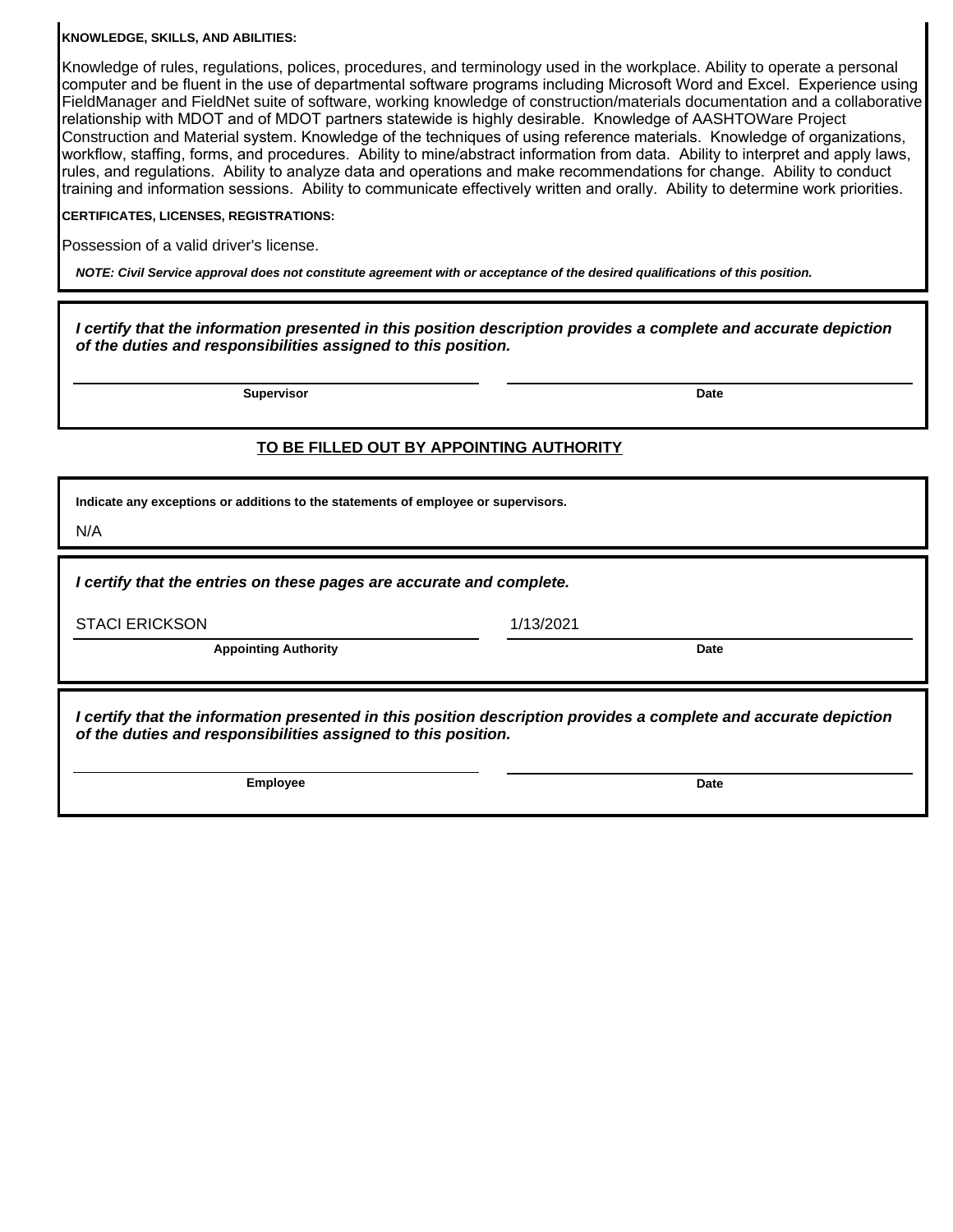**KNOWLEDGE, SKILLS, AND ABILITIES:**

Knowledge of rules, regulations, polices, procedures, and terminology used in the workplace. Ability to operate a personal computer and be fluent in the use of departmental software programs including Microsoft Word and Excel. Experience using FieldManager and FieldNet suite of software, working knowledge of construction/materials documentation and a collaborative relationship with MDOT and of MDOT partners statewide is highly desirable. Knowledge of AASHTOWare Project Construction and Material system. Knowledge of the techniques of using reference materials. Knowledge of organizations, workflow, staffing, forms, and procedures. Ability to mine/abstract information from data. Ability to interpret and apply laws, rules, and regulations. Ability to analyze data and operations and make recommendations for change. Ability to conduct training and information sessions. Ability to communicate effectively written and orally. Ability to determine work priorities.

**CERTIFICATES, LICENSES, REGISTRATIONS:**

Possession of a valid driver's license.

***NOTE: Civil Service approval does not constitute agreement with or acceptance of the desired qualifications of this position.***

***I certify that the information presented in this position description provides a complete and accurate depiction of the duties and responsibilities assigned to this position.***

| | |
|---|---|
| **Supervisor** | **Date** |

**TO BE FILLED OUT BY APPOINTING AUTHORITY**

**Indicate any exceptions or additions to the statements of employee or supervisors.**

N/A

***I certify that the entries on these pages are accurate and complete.***

| | |
|---|---|
| STACI ERICKSON | 1/13/2021 |
| **Appointing Authority** | **Date** |

***I certify that the information presented in this position description provides a complete and accurate depiction of the duties and responsibilities assigned to this position.***

| | |
|---|---|
| **Employee** | **Date** |